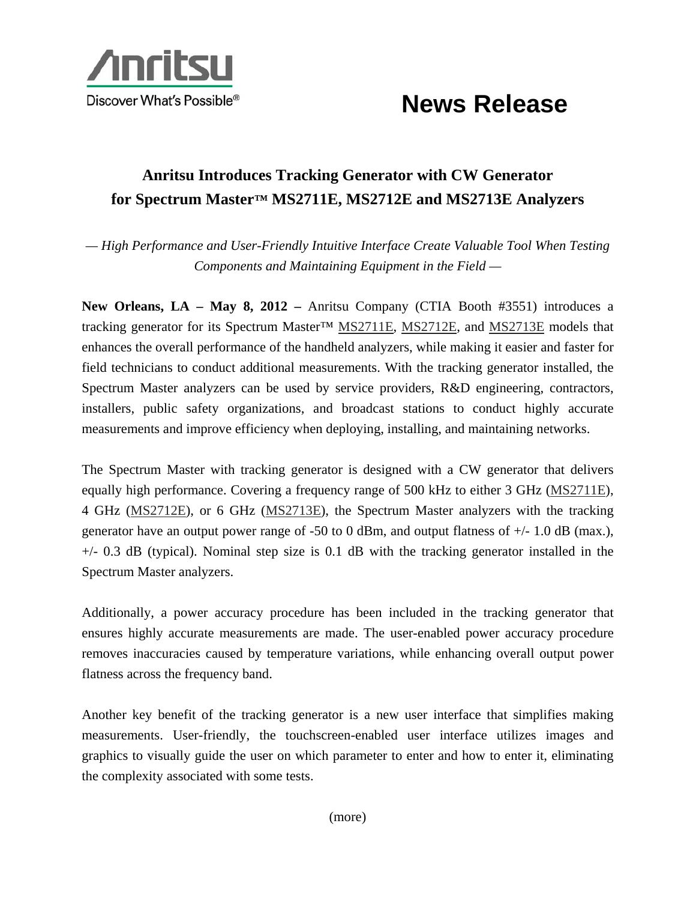Anritsu

Discover What's Possible®

# News Release

## Anritsu Introduces Tracking Generator with CW Generator for Spectrum Master™ MS2711E, MS2712E and MS2713E Analyzers

*— High Performance and User-Friendly Intuitive Interface Create Valuable Tool When Testing Components and Maintaining Equipment in the Field —*

**New Orleans, LA – May 8, 2012 –** Anritsu Company (CTIA Booth #3551) introduces a tracking generator for its Spectrum Master™ MS2711E, MS2712E, and MS2713E models that enhances the overall performance of the handheld analyzers, while making it easier and faster for field technicians to conduct additional measurements. With the tracking generator installed, the Spectrum Master analyzers can be used by service providers, R&D engineering, contractors, installers, public safety organizations, and broadcast stations to conduct highly accurate measurements and improve efficiency when deploying, installing, and maintaining networks.

The Spectrum Master with tracking generator is designed with a CW generator that delivers equally high performance. Covering a frequency range of 500 kHz to either 3 GHz (MS2711E), 4 GHz (MS2712E), or 6 GHz (MS2713E), the Spectrum Master analyzers with the tracking generator have an output power range of -50 to 0 dBm, and output flatness of +/- 1.0 dB (max.), +/- 0.3 dB (typical). Nominal step size is 0.1 dB with the tracking generator installed in the Spectrum Master analyzers.

Additionally, a power accuracy procedure has been included in the tracking generator that ensures highly accurate measurements are made. The user-enabled power accuracy procedure removes inaccuracies caused by temperature variations, while enhancing overall output power flatness across the frequency band.

Another key benefit of the tracking generator is a new user interface that simplifies making measurements. User-friendly, the touchscreen-enabled user interface utilizes images and graphics to visually guide the user on which parameter to enter and how to enter it, eliminating the complexity associated with some tests.

(more)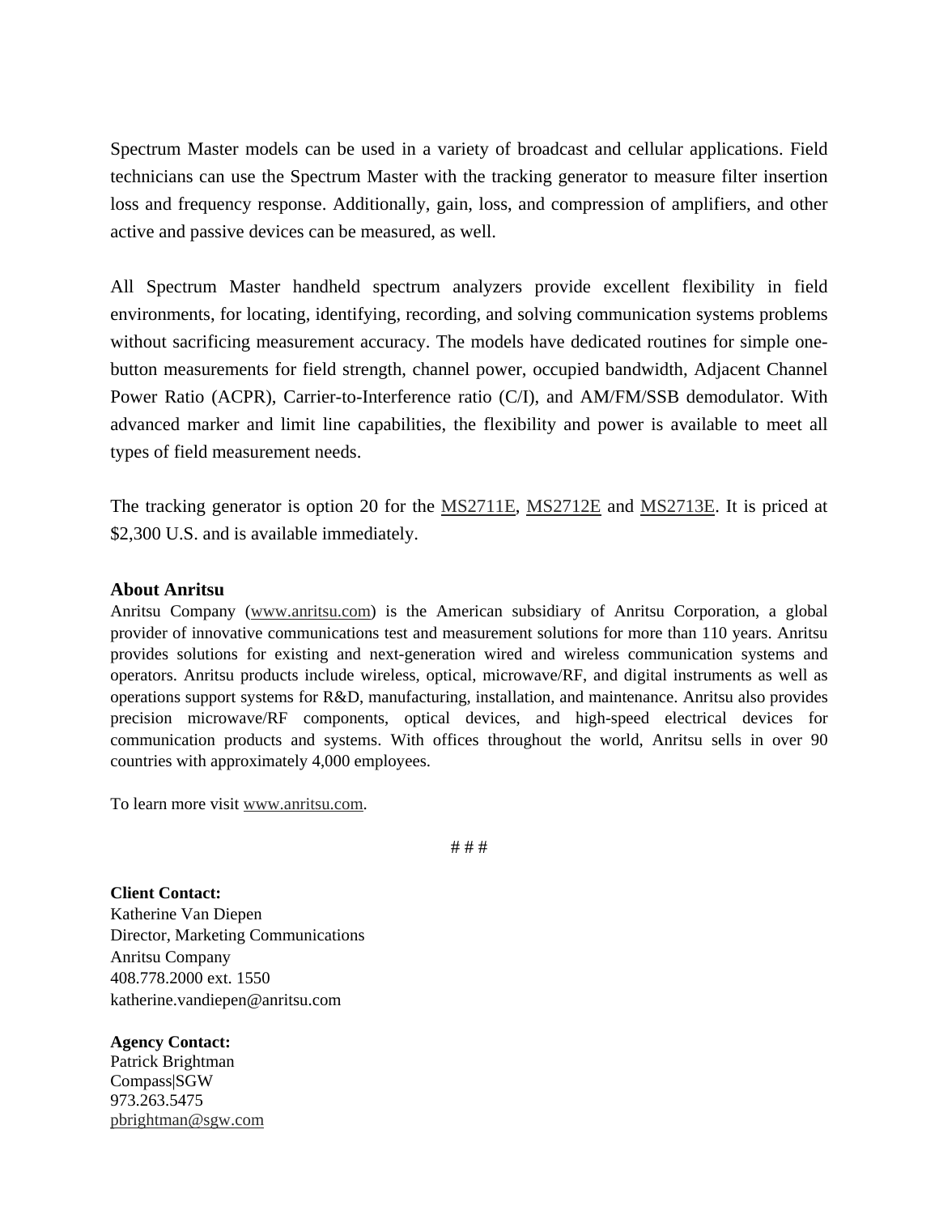Spectrum Master models can be used in a variety of broadcast and cellular applications. Field technicians can use the Spectrum Master with the tracking generator to measure filter insertion loss and frequency response. Additionally, gain, loss, and compression of amplifiers, and other active and passive devices can be measured, as well.

All Spectrum Master handheld spectrum analyzers provide excellent flexibility in field environments, for locating, identifying, recording, and solving communication systems problems without sacrificing measurement accuracy. The models have dedicated routines for simple one-button measurements for field strength, channel power, occupied bandwidth, Adjacent Channel Power Ratio (ACPR), Carrier-to-Interference ratio (C/I), and AM/FM/SSB demodulator. With advanced marker and limit line capabilities, the flexibility and power is available to meet all types of field measurement needs.

The tracking generator is option 20 for the MS2711E, MS2712E and MS2713E. It is priced at $2,300 U.S. and is available immediately.

**About Anritsu**

Anritsu Company (www.anritsu.com) is the American subsidiary of Anritsu Corporation, a global provider of innovative communications test and measurement solutions for more than 110 years. Anritsu provides solutions for existing and next-generation wired and wireless communication systems and operators. Anritsu products include wireless, optical, microwave/RF, and digital instruments as well as operations support systems for R&D, manufacturing, installation, and maintenance. Anritsu also provides precision microwave/RF components, optical devices, and high-speed electrical devices for communication products and systems. With offices throughout the world, Anritsu sells in over 90 countries with approximately 4,000 employees.

To learn more visit www.anritsu.com.

# # #

**Client Contact:**
Katherine Van Diepen
Director, Marketing Communications
Anritsu Company
408.778.2000 ext. 1550
katherine.vandiepen@anritsu.com

**Agency Contact:**
Patrick Brightman
Compass|SGW
973.263.5475
pbrightman@sgw.com